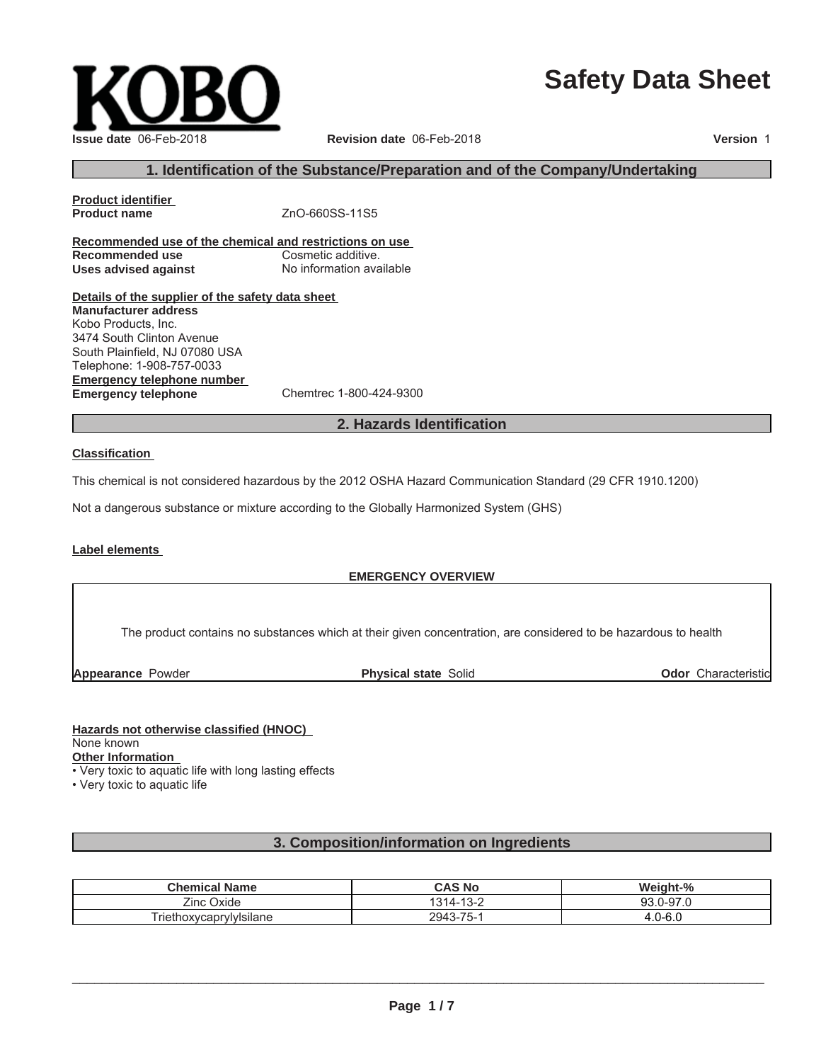KOBO

# Safety Data Sheet

**Issue date** 06-Feb-2018 **Revision date** 06-Feb-2018 **Version** 1

## 1. Identification of the Substance/Preparation and of the Company/Undertaking

**Product identifier**

**Product name** ZnO-660SS-11S5

**Recommended use of the chemical and restrictions on use**

**Recommended use** Cosmetic additive.

**Uses advised against** No information available

**Details of the supplier of the safety data sheet**

**Manufacturer address**

Kobo Products, Inc.
3474 South Clinton Avenue
South Plainfield, NJ 07080 USA
Telephone: 1-908-757-0033

**Emergency telephone number**

**Emergency telephone** Chemtrec 1-800-424-9300

## 2. Hazards Identification

**Classification**

This chemical is not considered hazardous by the 2012 OSHA Hazard Communication Standard (29 CFR 1910.1200)

Not a dangerous substance or mixture according to the Globally Harmonized System (GHS)

**Label elements**

**EMERGENCY OVERVIEW**

The product contains no substances which at their given concentration, are considered to be hazardous to health

**Appearance** Powder **Physical state** Solid **Odor** Characteristic

**Hazards not otherwise classified (HNOC)**

None known

**Other Information**

- Very toxic to aquatic life with long lasting effects
- Very toxic to aquatic life

## 3. Composition/information on Ingredients

| Chemical Name | CAS No | Weight-% |
|---|---|---|
| Zinc Oxide | 1314-13-2 | 93.0-97.0 |
| Triethoxycaprylylsilane | 2943-75-1 | 4.0-6.0 |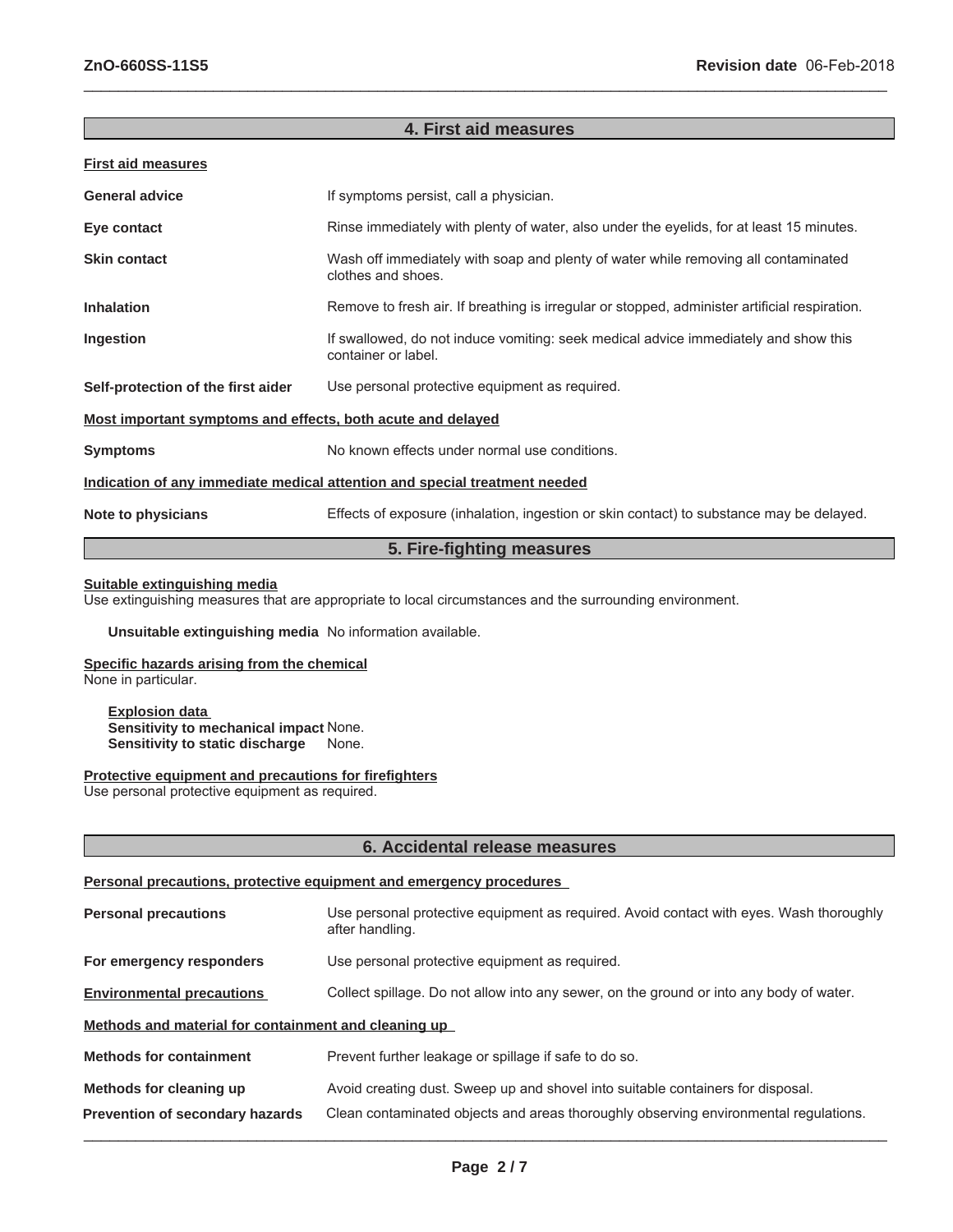## 4. First aid measures

### First aid measures

| | |
|---|---|
| **General advice** | If symptoms persist, call a physician. |
| **Eye contact** | Rinse immediately with plenty of water, also under the eyelids, for at least 15 minutes. |
| **Skin contact** | Wash off immediately with soap and plenty of water while removing all contaminated clothes and shoes. |
| **Inhalation** | Remove to fresh air. If breathing is irregular or stopped, administer artificial respiration. |
| **Ingestion** | If swallowed, do not induce vomiting: seek medical advice immediately and show this container or label. |
| **Self-protection of the first aider** | Use personal protective equipment as required. |

### Most important symptoms and effects, both acute and delayed

| | |
|---|---|
| **Symptoms** | No known effects under normal use conditions. |

### Indication of any immediate medical attention and special treatment needed

| | |
|---|---|
| **Note to physicians** | Effects of exposure (inhalation, ingestion or skin contact) to substance may be delayed. |

## 5. Fire-fighting measures

### Suitable extinguishing media

Use extinguishing measures that are appropriate to local circumstances and the surrounding environment.

**Unsuitable extinguishing media** No information available.

### Specific hazards arising from the chemical

None in particular.

**Explosion data**
**Sensitivity to mechanical impact** None.
**Sensitivity to static discharge** None.

### Protective equipment and precautions for firefighters

Use personal protective equipment as required.

## 6. Accidental release measures

### Personal precautions, protective equipment and emergency procedures

| | |
|---|---|
| **Personal precautions** | Use personal protective equipment as required. Avoid contact with eyes. Wash thoroughly after handling. |
| **For emergency responders** | Use personal protective equipment as required. |
| **Environmental precautions** | Collect spillage. Do not allow into any sewer, on the ground or into any body of water. |

### Methods and material for containment and cleaning up

| | |
|---|---|
| **Methods for containment** | Prevent further leakage or spillage if safe to do so. |
| **Methods for cleaning up** | Avoid creating dust. Sweep up and shovel into suitable containers for disposal. |
| **Prevention of secondary hazards** | Clean contaminated objects and areas thoroughly observing environmental regulations. |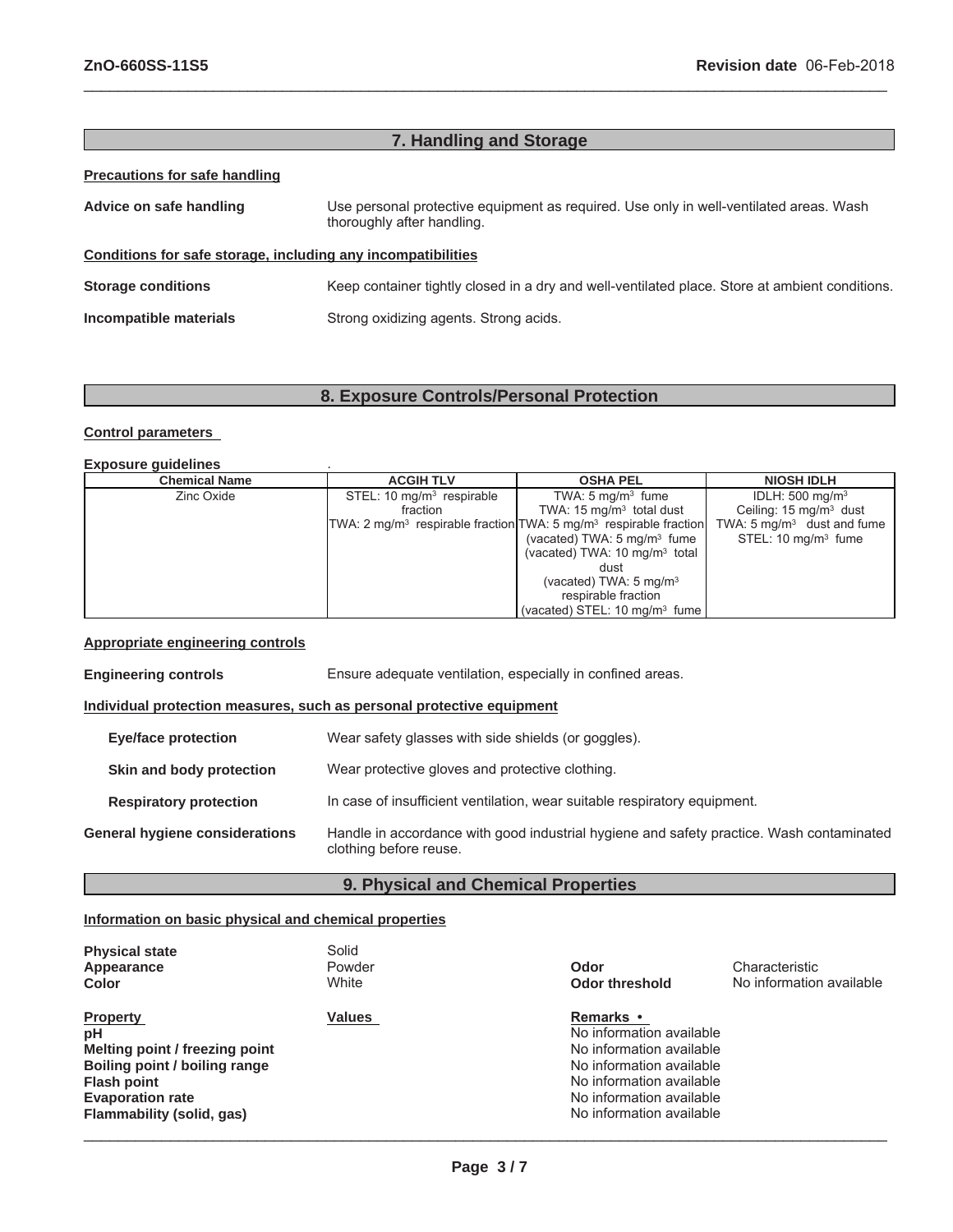## 7. Handling and Storage

**Precautions for safe handling**

**Advice on safe handling** Use personal protective equipment as required. Use only in well-ventilated areas. Wash thoroughly after handling.

**Conditions for safe storage, including any incompatibilities**

**Storage conditions** Keep container tightly closed in a dry and well-ventilated place. Store at ambient conditions.

**Incompatible materials** Strong oxidizing agents. Strong acids.

## 8. Exposure Controls/Personal Protection

**Control parameters**

**Exposure guidelines** .

| Chemical Name | ACGIH TLV | OSHA PEL | NIOSH IDLH |
|---|---|---|---|
| Zinc Oxide | STEL: 10 mg/m$^3$ respirable fraction<br>TWA: 2 mg/m$^3$ respirable fraction | TWA: 5 mg/m$^3$ fume<br>TWA: 15 mg/m$^3$ total dust<br>TWA: 5 mg/m$^3$ respirable fraction<br>(vacated) TWA: 5 mg/m$^3$ fume<br>(vacated) TWA: 10 mg/m$^3$ total dust<br>(vacated) TWA: 5 mg/m$^3$ respirable fraction<br>(vacated) STEL: 10 mg/m$^3$ fume | IDLH: 500 mg/m$^3$<br>Ceiling: 15 mg/m$^3$ dust<br>TWA: 5 mg/m$^3$ dust and fume<br>STEL: 10 mg/m$^3$ fume |

**Appropriate engineering controls**

**Engineering controls** Ensure adequate ventilation, especially in confined areas.

**Individual protection measures, such as personal protective equipment**

**Eye/face protection** Wear safety glasses with side shields (or goggles).

**Skin and body protection** Wear protective gloves and protective clothing.

**Respiratory protection** In case of insufficient ventilation, wear suitable respiratory equipment.

**General hygiene considerations** Handle in accordance with good industrial hygiene and safety practice. Wash contaminated clothing before reuse.

## 9. Physical and Chemical Properties

**Information on basic physical and chemical properties**

**Physical state** Solid
**Appearance** Powder
**Color** White
**Odor** Characteristic
**Odor threshold** No information available

| Property | Values | Remarks • |
|---|---|---|
| **pH** | | No information available |
| **Melting point / freezing point** | | No information available |
| **Boiling point / boiling range** | | No information available |
| **Flash point** | | No information available |
| **Evaporation rate** | | No information available |
| **Flammability (solid, gas)** | | No information available |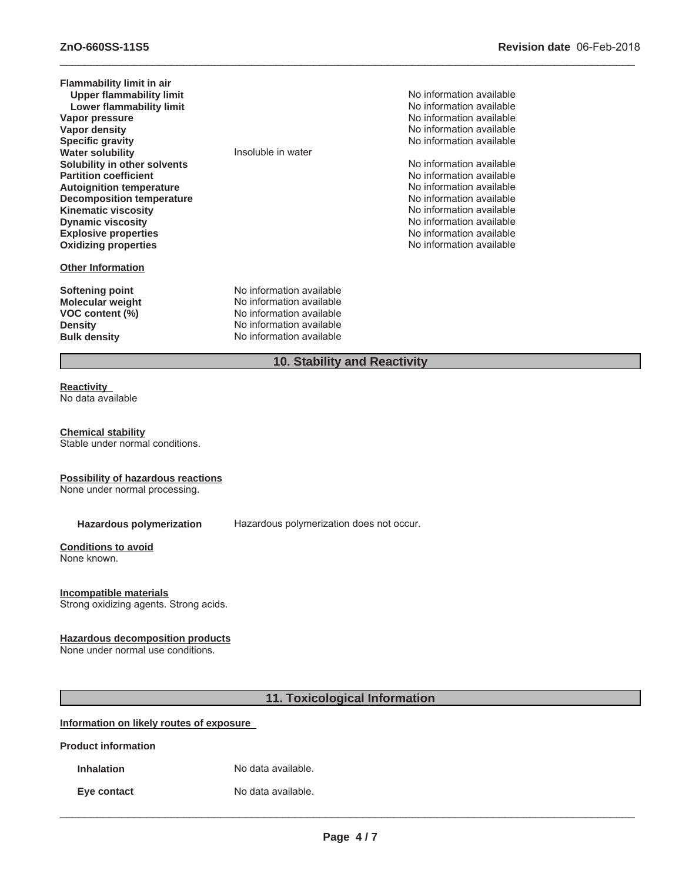| | | |
|---|---|---|
| **Flammability limit in air** | | |
| **Upper flammability limit** | | No information available |
| **Lower flammability limit** | | No information available |
| **Vapor pressure** | | No information available |
| **Vapor density** | | No information available |
| **Specific gravity** | | No information available |
| **Water solubility** | Insoluble in water | |
| **Solubility in other solvents** | | No information available |
| **Partition coefficient** | | No information available |
| **Autoignition temperature** | | No information available |
| **Decomposition temperature** | | No information available |
| **Kinematic viscosity** | | No information available |
| **Dynamic viscosity** | | No information available |
| **Explosive properties** | | No information available |
| **Oxidizing properties** | | No information available |

**Other Information**

| | |
|---|---|
| **Softening point** | No information available |
| **Molecular weight** | No information available |
| **VOC content (%)** | No information available |
| **Density** | No information available |
| **Bulk density** | No information available |

## 10. Stability and Reactivity

**Reactivity**
No data available

**Chemical stability**
Stable under normal conditions.

**Possibility of hazardous reactions**
None under normal processing.

**Hazardous polymerization** Hazardous polymerization does not occur.

**Conditions to avoid**
None known.

**Incompatible materials**
Strong oxidizing agents. Strong acids.

**Hazardous decomposition products**
None under normal use conditions.

## 11. Toxicological Information

**Information on likely routes of exposure**

**Product information**

| | |
|---|---|
| **Inhalation** | No data available. |
| **Eye contact** | No data available. |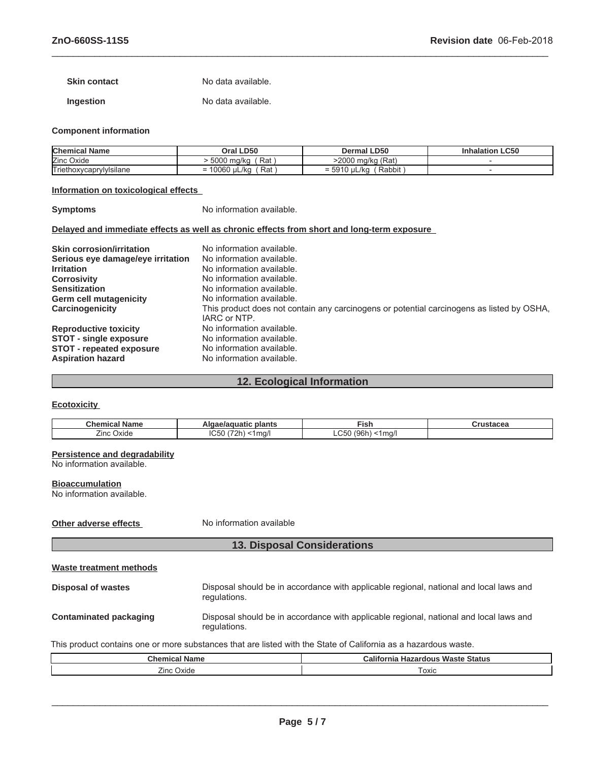**Skin contact** No data available.

**Ingestion** No data available.

**Component information**

| Chemical Name | Oral LD50 | Dermal LD50 | Inhalation LC50 |
|---|---|---|---|
| Zinc Oxide | > 5000 mg/kg ( Rat ) | >2000 mg/kg (Rat) | - |
| Triethoxycaprylylsilane | = 10060 µL/kg ( Rat ) | = 5910 µL/kg ( Rabbit ) | - |

**Information on toxicological effects**

**Symptoms** No information available.

**Delayed and immediate effects as well as chronic effects from short and long-term exposure**

**Skin corrosion/irritation** No information available.
**Serious eye damage/eye irritation** No information available.
**Irritation** No information available.
**Corrosivity** No information available.
**Sensitization** No information available.
**Germ cell mutagenicity** No information available.
**Carcinogenicity** This product does not contain any carcinogens or potential carcinogens as listed by OSHA, IARC or NTP.
**Reproductive toxicity** No information available.
**STOT - single exposure** No information available.
**STOT - repeated exposure** No information available.
**Aspiration hazard** No information available.

## 12. Ecological Information

**Ecotoxicity**

| Chemical Name | Algae/aquatic plants | Fish | Crustacea |
|---|---|---|---|
| Zinc Oxide | IC50 (72h) <1mg/l | LC50 (96h) <1mg/l | |

**Persistence and degradability**
No information available.

**Bioaccumulation**
No information available.

**Other adverse effects** No information available

## 13. Disposal Considerations

**Waste treatment methods**

**Disposal of wastes** Disposal should be in accordance with applicable regional, national and local laws and regulations.

**Contaminated packaging** Disposal should be in accordance with applicable regional, national and local laws and regulations.

This product contains one or more substances that are listed with the State of California as a hazardous waste.

| Chemical Name | California Hazardous Waste Status |
|---|---|
| Zinc Oxide | Toxic |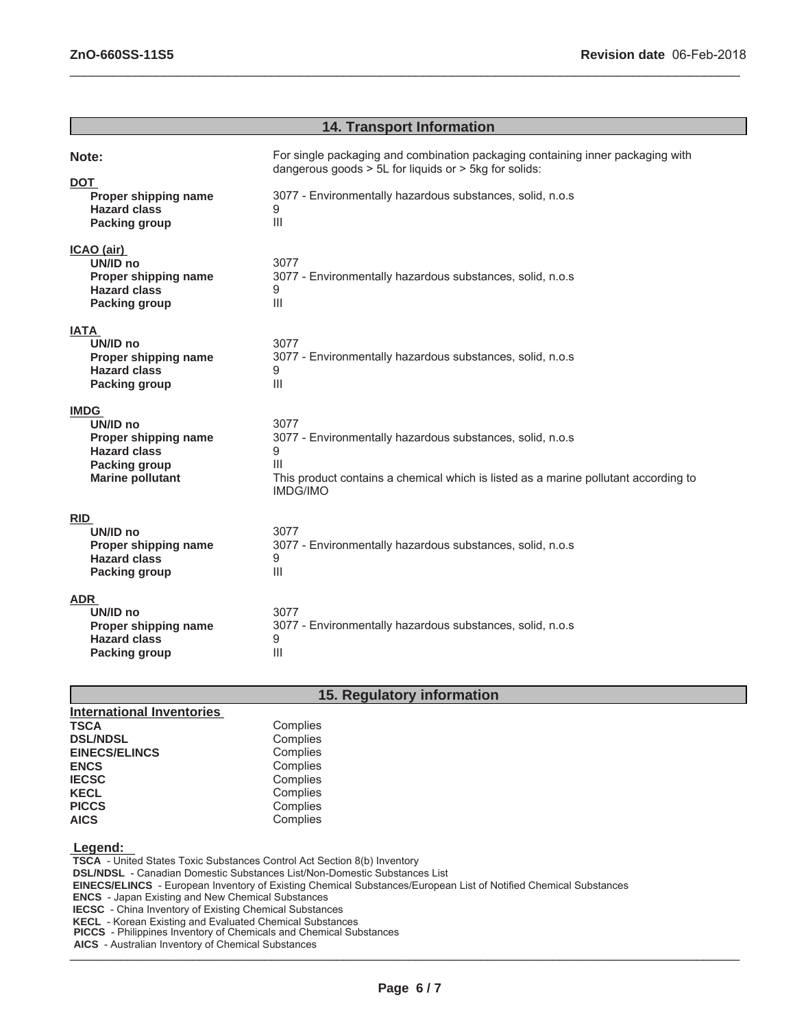## 14. Transport Information

**Note:** For single packaging and combination packaging containing inner packaging with dangerous goods > 5L for liquids or > 5kg for solids:

**DOT**

| | |
|---|---|
| **Proper shipping name** | 3077 - Environmentally hazardous substances, solid, n.o.s |
| **Hazard class** | 9 |
| **Packing group** | III |

**ICAO (air)**

| | |
|---|---|
| **UN/ID no** | 3077 |
| **Proper shipping name** | 3077 - Environmentally hazardous substances, solid, n.o.s |
| **Hazard class** | 9 |
| **Packing group** | III |

**IATA**

| | |
|---|---|
| **UN/ID no** | 3077 |
| **Proper shipping name** | 3077 - Environmentally hazardous substances, solid, n.o.s |
| **Hazard class** | 9 |
| **Packing group** | III |

**IMDG**

| | |
|---|---|
| **UN/ID no** | 3077 |
| **Proper shipping name** | 3077 - Environmentally hazardous substances, solid, n.o.s |
| **Hazard class** | 9 |
| **Packing group** | III |
| **Marine pollutant** | This product contains a chemical which is listed as a marine pollutant according to IMDG/IMO |

**RID**

| | |
|---|---|
| **UN/ID no** | 3077 |
| **Proper shipping name** | 3077 - Environmentally hazardous substances, solid, n.o.s |
| **Hazard class** | 9 |
| **Packing group** | III |

**ADR**

| | |
|---|---|
| **UN/ID no** | 3077 |
| **Proper shipping name** | 3077 - Environmentally hazardous substances, solid, n.o.s |
| **Hazard class** | 9 |
| **Packing group** | III |

## 15. Regulatory information

**International Inventories**

| | |
|---|---|
| **TSCA** | Complies |
| **DSL/NDSL** | Complies |
| **EINECS/ELINCS** | Complies |
| **ENCS** | Complies |
| **IECSC** | Complies |
| **KECL** | Complies |
| **PICCS** | Complies |
| **AICS** | Complies |

**Legend:**

**TSCA** - United States Toxic Substances Control Act Section 8(b) Inventory
**DSL/NDSL** - Canadian Domestic Substances List/Non-Domestic Substances List
**EINECS/ELINCS** - European Inventory of Existing Chemical Substances/European List of Notified Chemical Substances
**ENCS** - Japan Existing and New Chemical Substances
**IECSC** - China Inventory of Existing Chemical Substances
**KECL** - Korean Existing and Evaluated Chemical Substances
**PICCS** - Philippines Inventory of Chemicals and Chemical Substances
**AICS** - Australian Inventory of Chemical Substances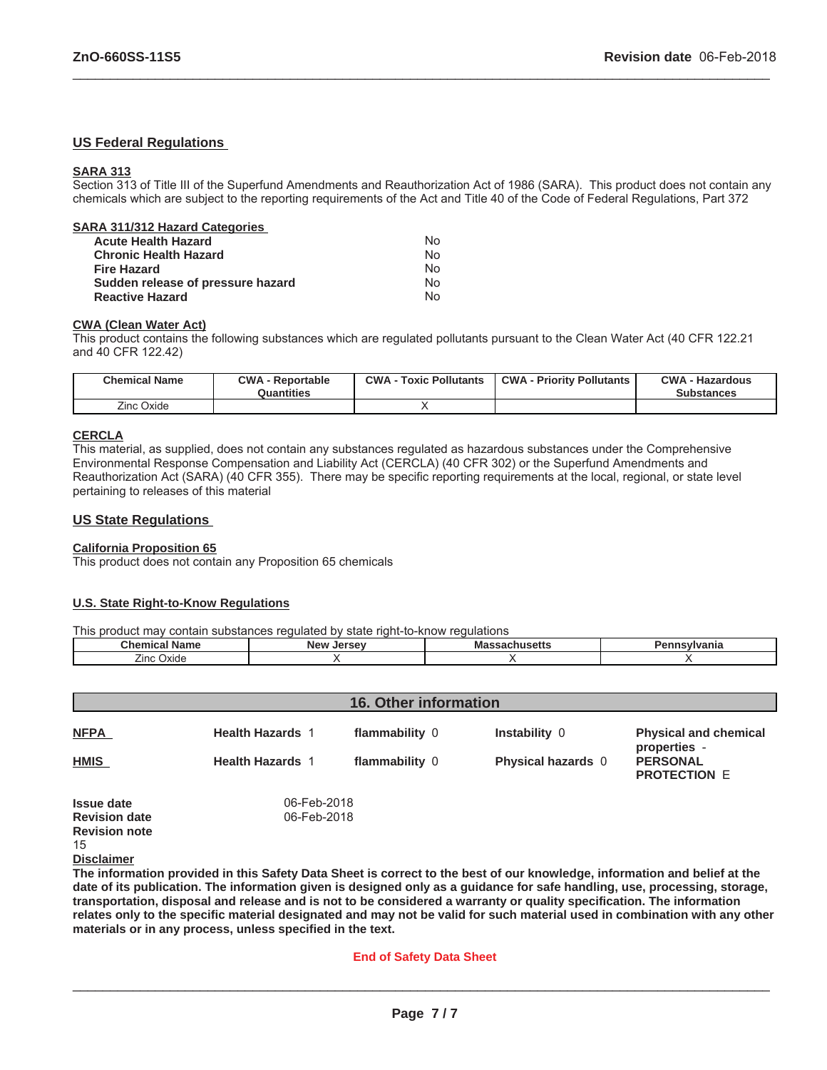## US Federal Regulations

### SARA 313

Section 313 of Title III of the Superfund Amendments and Reauthorization Act of 1986 (SARA). This product does not contain any chemicals which are subject to the reporting requirements of the Act and Title 40 of the Code of Federal Regulations, Part 372

### SARA 311/312 Hazard Categories

| | |
|---|---|
| **Acute Health Hazard** | No |
| **Chronic Health Hazard** | No |
| **Fire Hazard** | No |
| **Sudden release of pressure hazard** | No |
| **Reactive Hazard** | No |

### CWA (Clean Water Act)

This product contains the following substances which are regulated pollutants pursuant to the Clean Water Act (40 CFR 122.21 and 40 CFR 122.42)

| Chemical Name | CWA - Reportable Quantities | CWA - Toxic Pollutants | CWA - Priority Pollutants | CWA - Hazardous Substances |
|---|---|---|---|---|
| Zinc Oxide | | X | | |

### CERCLA

This material, as supplied, does not contain any substances regulated as hazardous substances under the Comprehensive Environmental Response Compensation and Liability Act (CERCLA) (40 CFR 302) or the Superfund Amendments and Reauthorization Act (SARA) (40 CFR 355). There may be specific reporting requirements at the local, regional, or state level pertaining to releases of this material

## US State Regulations

### California Proposition 65

This product does not contain any Proposition 65 chemicals

### U.S. State Right-to-Know Regulations

This product may contain substances regulated by state right-to-know regulations

| Chemical Name | New Jersey | Massachusetts | Pennsylvania |
|---|---|---|---|
| Zinc Oxide | X | X | X |

## 16. Other information

| | | | | |
|---|---|---|---|---|
| **NFPA** | **Health Hazards** 1 | **flammability** 0 | **Instability** 0 | **Physical and chemical properties** - |
| **HMIS** | **Health Hazards** 1 | **flammability** 0 | **Physical hazards** 0 | **PERSONAL PROTECTION** E |

**Issue date** 06-Feb-2018
**Revision date** 06-Feb-2018
**Revision note**
15

**Disclaimer**

**The information provided in this Safety Data Sheet is correct to the best of our knowledge, information and belief at the date of its publication. The information given is designed only as a guidance for safe handling, use, processing, storage, transportation, disposal and release and is not to be considered a warranty or quality specification. The information relates only to the specific material designated and may not be valid for such material used in combination with any other materials or in any process, unless specified in the text.**

**End of Safety Data Sheet**